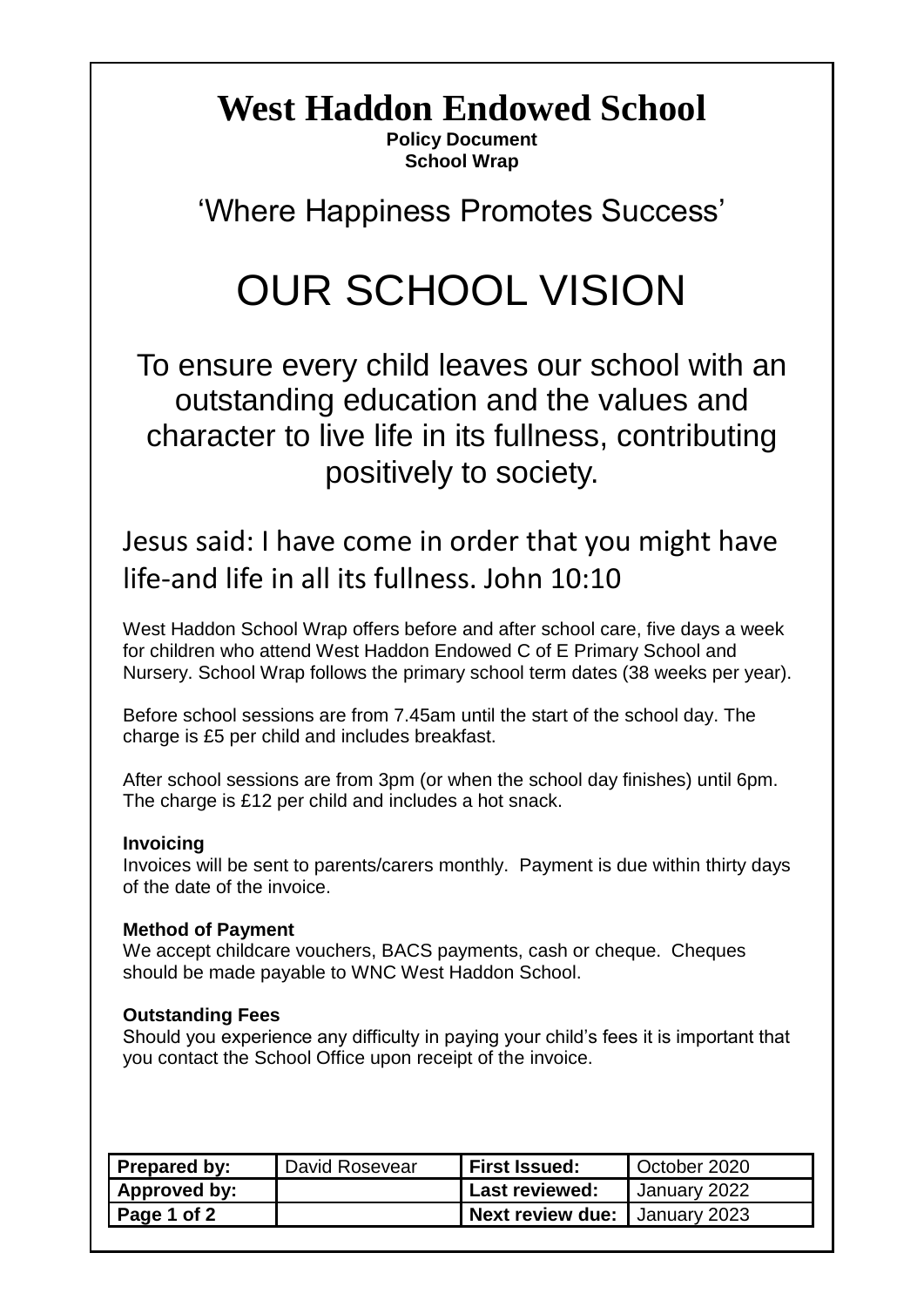# West Haddon Endowed School

**Policy Document**
**School Wrap**

'Where Happiness Promotes Success'

# OUR SCHOOL VISION

To ensure every child leaves our school with an outstanding education and the values and character to live life in its fullness, contributing positively to society.

Jesus said: I have come in order that you might have life-and life in all its fullness. John 10:10

West Haddon School Wrap offers before and after school care, five days a week for children who attend West Haddon Endowed C of E Primary School and Nursery. School Wrap follows the primary school term dates (38 weeks per year).

Before school sessions are from 7.45am until the start of the school day. The charge is £5 per child and includes breakfast.

After school sessions are from 3pm (or when the school day finishes) until 6pm. The charge is £12 per child and includes a hot snack.

**Invoicing**
Invoices will be sent to parents/carers monthly. Payment is due within thirty days of the date of the invoice.

**Method of Payment**
We accept childcare vouchers, BACS payments, cash or cheque. Cheques should be made payable to WNC West Haddon School.

**Outstanding Fees**
Should you experience any difficulty in paying your child's fees it is important that you contact the School Office upon receipt of the invoice.

| **Prepared by:** | David Rosevear | **First Issued:** | October 2020 |
|---|---|---|---|
| **Approved by:** | | **Last reviewed:** | January 2022 |
| **Page 1 of 2** | | **Next review due:** | January 2023 |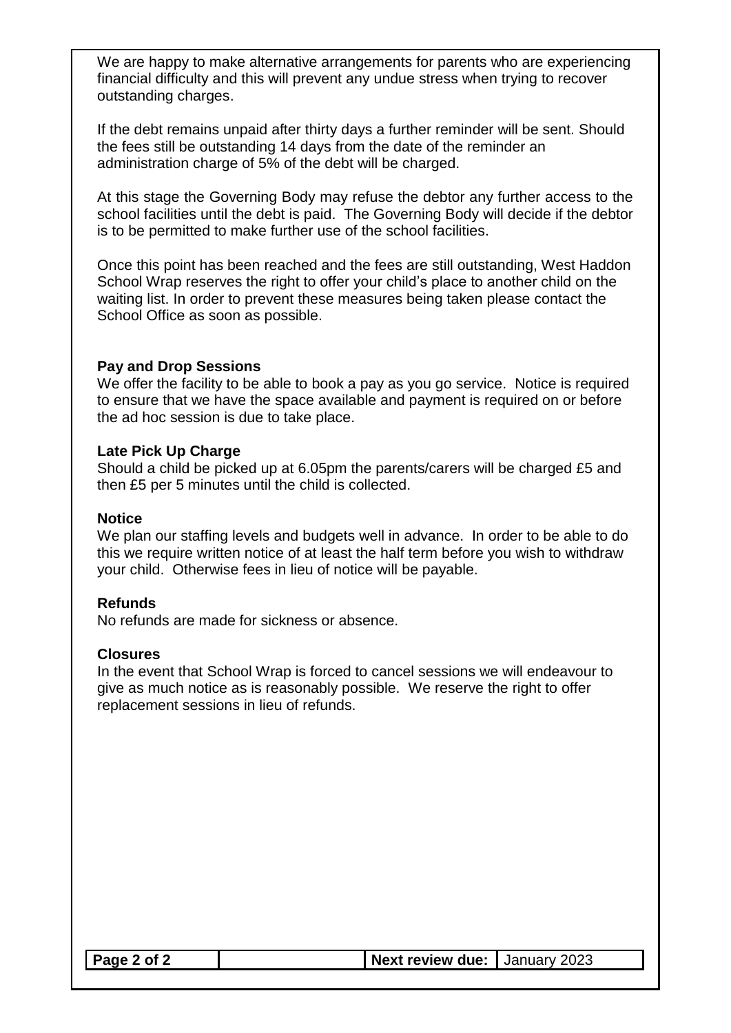We are happy to make alternative arrangements for parents who are experiencing financial difficulty and this will prevent any undue stress when trying to recover outstanding charges.

If the debt remains unpaid after thirty days a further reminder will be sent. Should the fees still be outstanding 14 days from the date of the reminder an administration charge of 5% of the debt will be charged.

At this stage the Governing Body may refuse the debtor any further access to the school facilities until the debt is paid. The Governing Body will decide if the debtor is to be permitted to make further use of the school facilities.

Once this point has been reached and the fees are still outstanding, West Haddon School Wrap reserves the right to offer your child's place to another child on the waiting list. In order to prevent these measures being taken please contact the School Office as soon as possible.

**Pay and Drop Sessions**

We offer the facility to be able to book a pay as you go service. Notice is required to ensure that we have the space available and payment is required on or before the ad hoc session is due to take place.

**Late Pick Up Charge**

Should a child be picked up at 6.05pm the parents/carers will be charged £5 and then £5 per 5 minutes until the child is collected.

**Notice**

We plan our staffing levels and budgets well in advance. In order to be able to do this we require written notice of at least the half term before you wish to withdraw your child. Otherwise fees in lieu of notice will be payable.

**Refunds**

No refunds are made for sickness or absence.

**Closures**

In the event that School Wrap is forced to cancel sessions we will endeavour to give as much notice as is reasonably possible. We reserve the right to offer replacement sessions in lieu of refunds.

| | | | |
|---|---|---|---|
| **Page 2 of 2** | | **Next review due:** | January 2023 |